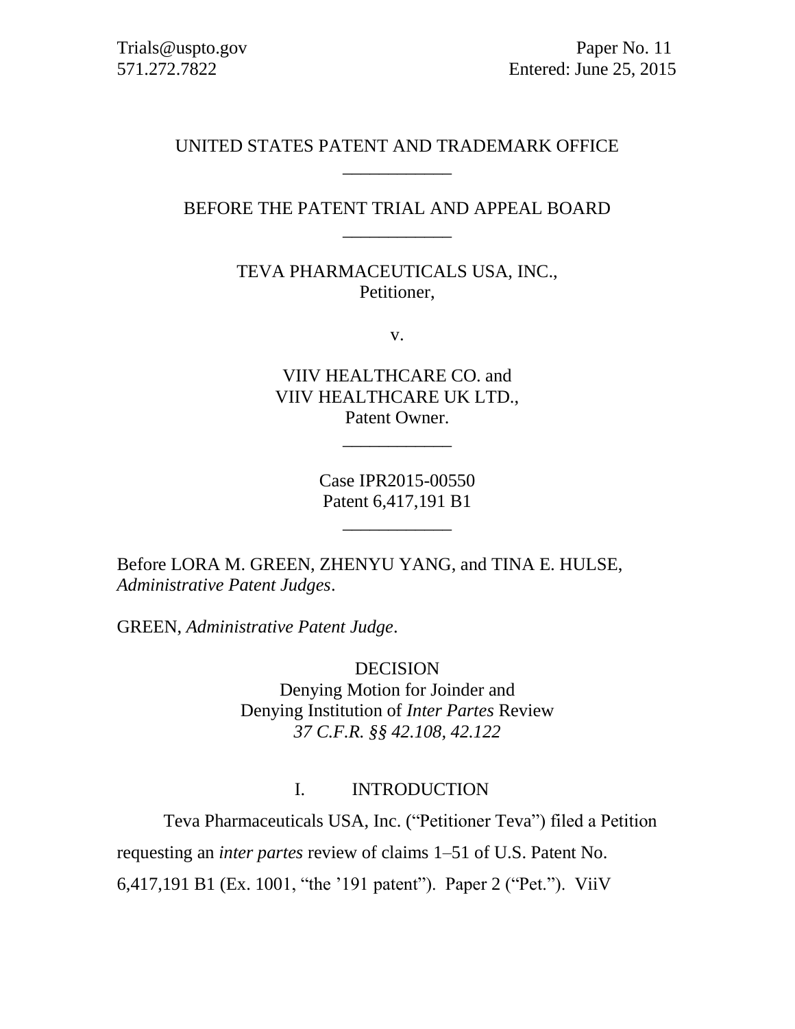Trials@uspto.gov
571.272.7822

Paper No. 11
Entered: June 25, 2015

UNITED STATES PATENT AND TRADEMARK OFFICE

---

BEFORE THE PATENT TRIAL AND APPEAL BOARD

---

TEVA PHARMACEUTICALS USA, INC.,
Petitioner,

v.

VIIV HEALTHCARE CO. and
VIIV HEALTHCARE UK LTD.,
Patent Owner.

---

Case IPR2015-00550
Patent 6,417,191 B1

---

Before LORA M. GREEN, ZHENYU YANG, and TINA E. HULSE, *Administrative Patent Judges*.

GREEN, *Administrative Patent Judge*.

DECISION
Denying Motion for Joinder and
Denying Institution of *Inter Partes* Review
*37 C.F.R. §§ 42.108, 42.122*

## I. INTRODUCTION

Teva Pharmaceuticals USA, Inc. ("Petitioner Teva") filed a Petition requesting an *inter partes* review of claims 1–51 of U.S. Patent No. 6,417,191 B1 (Ex. 1001, "the '191 patent"). Paper 2 ("Pet."). ViiV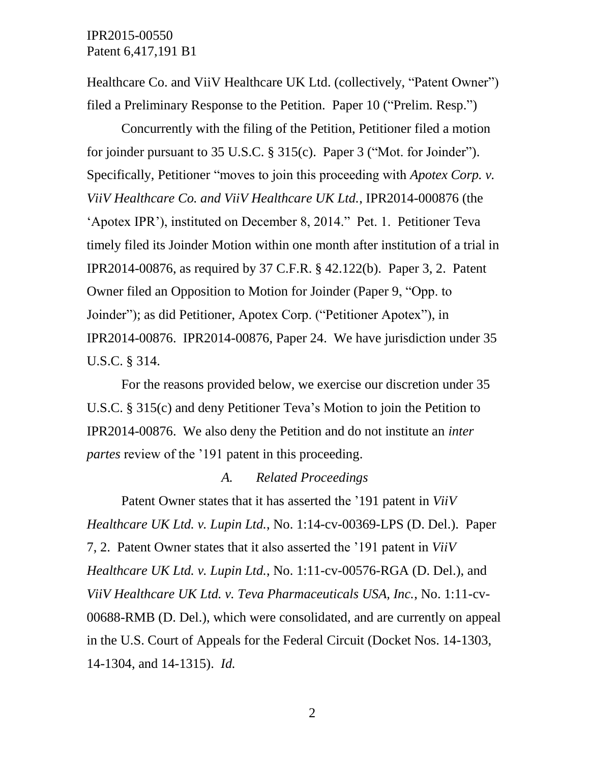Healthcare Co. and ViiV Healthcare UK Ltd. (collectively, "Patent Owner") filed a Preliminary Response to the Petition. Paper 10 ("Prelim. Resp.")

Concurrently with the filing of the Petition, Petitioner filed a motion for joinder pursuant to 35 U.S.C. § 315(c). Paper 3 ("Mot. for Joinder"). Specifically, Petitioner "moves to join this proceeding with *Apotex Corp. v. ViiV Healthcare Co. and ViiV Healthcare UK Ltd.*, IPR2014-000876 (the 'Apotex IPR'), instituted on December 8, 2014." Pet. 1. Petitioner Teva timely filed its Joinder Motion within one month after institution of a trial in IPR2014-00876, as required by 37 C.F.R. § 42.122(b). Paper 3, 2. Patent Owner filed an Opposition to Motion for Joinder (Paper 9, "Opp. to Joinder"); as did Petitioner, Apotex Corp. ("Petitioner Apotex"), in IPR2014-00876. IPR2014-00876, Paper 24. We have jurisdiction under 35 U.S.C. § 314.

For the reasons provided below, we exercise our discretion under 35 U.S.C. § 315(c) and deny Petitioner Teva's Motion to join the Petition to IPR2014-00876. We also deny the Petition and do not institute an *inter partes* review of the '191 patent in this proceeding.

### *A. Related Proceedings*

Patent Owner states that it has asserted the '191 patent in *ViiV Healthcare UK Ltd. v. Lupin Ltd.*, No. 1:14-cv-00369-LPS (D. Del.). Paper 7, 2. Patent Owner states that it also asserted the '191 patent in *ViiV Healthcare UK Ltd. v. Lupin Ltd.*, No. 1:11-cv-00576-RGA (D. Del.), and *ViiV Healthcare UK Ltd. v. Teva Pharmaceuticals USA, Inc.*, No. 1:11-cv-00688-RMB (D. Del.), which were consolidated, and are currently on appeal in the U.S. Court of Appeals for the Federal Circuit (Docket Nos. 14-1303, 14-1304, and 14-1315). *Id.*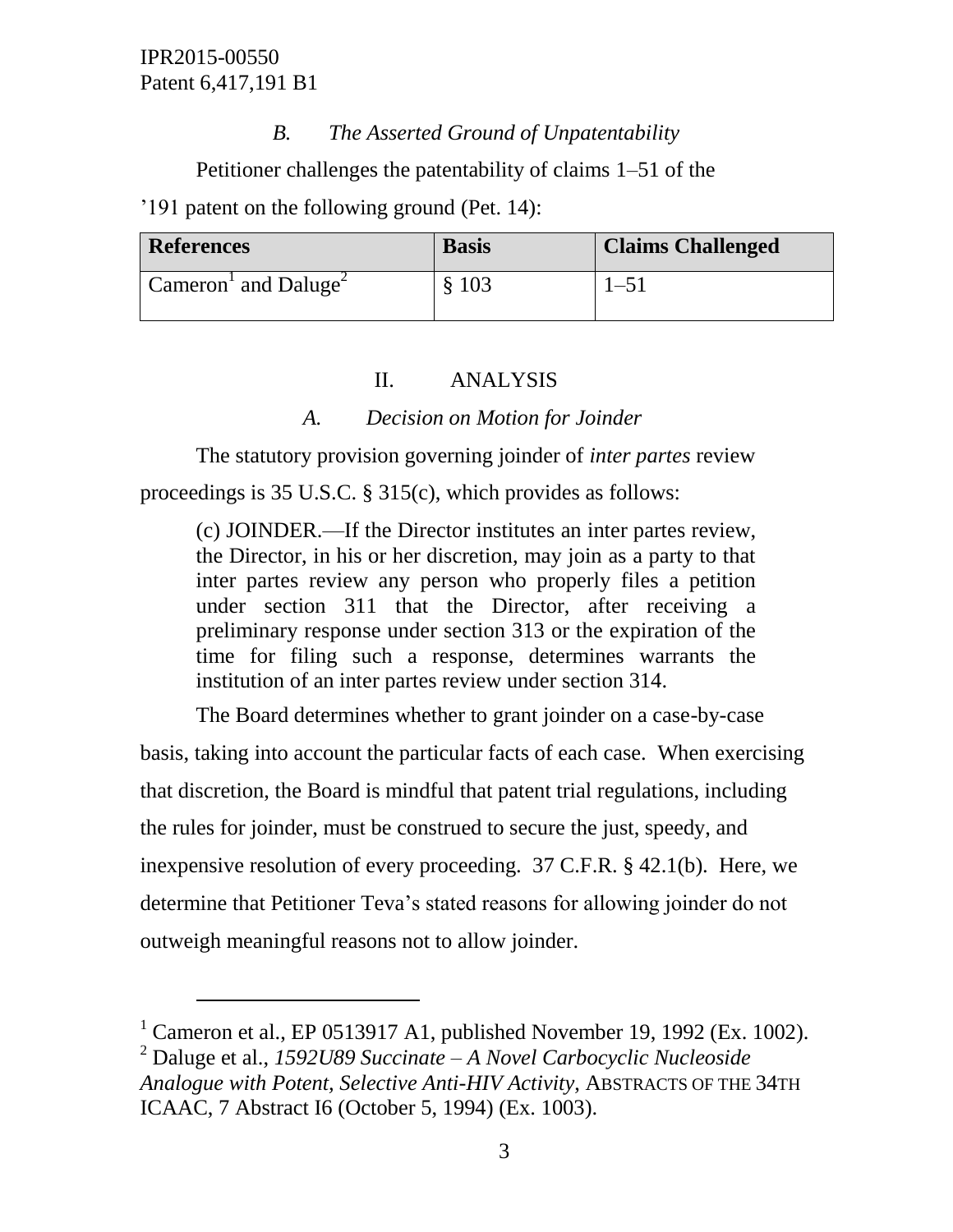### *B. The Asserted Ground of Unpatentability*

Petitioner challenges the patentability of claims 1–51 of the '191 patent on the following ground (Pet. 14):

| References | Basis | Claims Challenged |
|---|---|---|
| Cameron[1] and Daluge[2] | § 103 | 1–51 |

## II. ANALYSIS

### *A. Decision on Motion for Joinder*

The statutory provision governing joinder of *inter partes* review proceedings is 35 U.S.C. § 315(c), which provides as follows:

> (c) JOINDER.—If the Director institutes an inter partes review, the Director, in his or her discretion, may join as a party to that inter partes review any person who properly files a petition under section 311 that the Director, after receiving a preliminary response under section 313 or the expiration of the time for filing such a response, determines warrants the institution of an inter partes review under section 314.

The Board determines whether to grant joinder on a case-by-case basis, taking into account the particular facts of each case. When exercising that discretion, the Board is mindful that patent trial regulations, including the rules for joinder, must be construed to secure the just, speedy, and inexpensive resolution of every proceeding. 37 C.F.R. § 42.1(b). Here, we determine that Petitioner Teva's stated reasons for allowing joinder do not outweigh meaningful reasons not to allow joinder.

---

[1] Cameron et al., EP 0513917 A1, published November 19, 1992 (Ex. 1002).

[2] Daluge et al., *1592U89 Succinate – A Novel Carbocyclic Nucleoside Analogue with Potent, Selective Anti-HIV Activity*, ABSTRACTS OF THE 34TH ICAAC, 7 Abstract I6 (October 5, 1994) (Ex. 1003).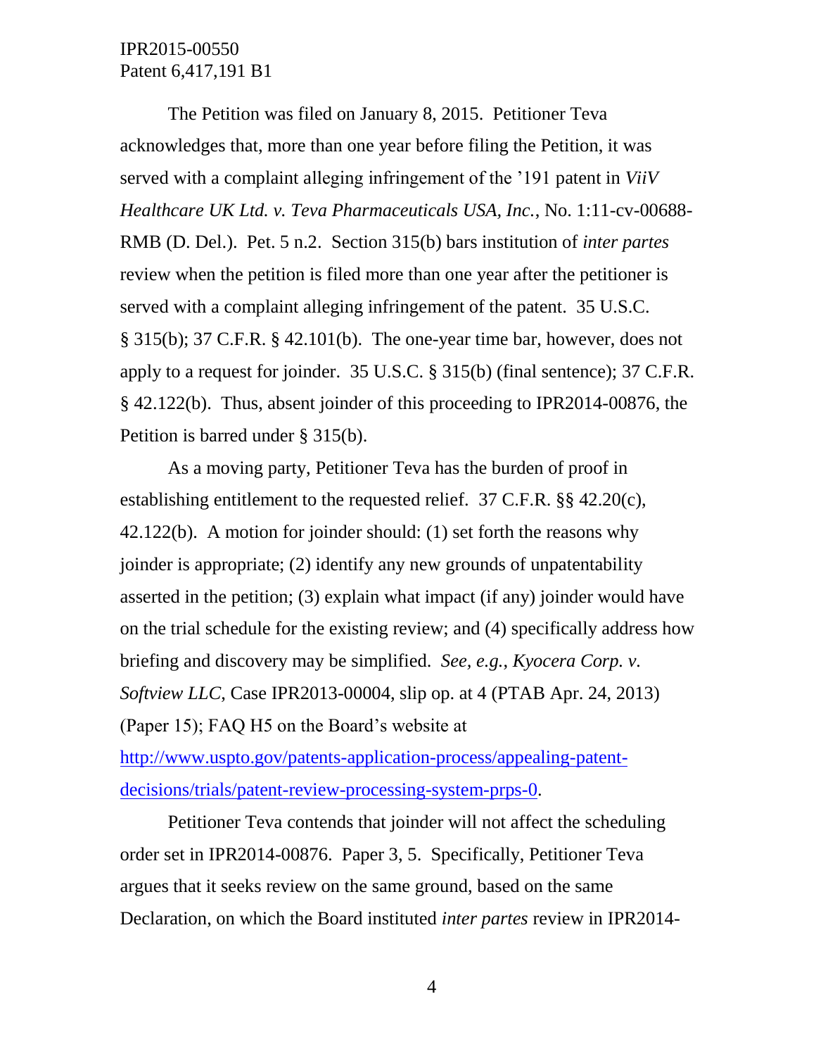The Petition was filed on January 8, 2015. Petitioner Teva acknowledges that, more than one year before filing the Petition, it was served with a complaint alleging infringement of the '191 patent in *ViiV Healthcare UK Ltd. v. Teva Pharmaceuticals USA, Inc.*, No. 1:11-cv-00688-RMB (D. Del.). Pet. 5 n.2. Section 315(b) bars institution of *inter partes* review when the petition is filed more than one year after the petitioner is served with a complaint alleging infringement of the patent. 35 U.S.C. § 315(b); 37 C.F.R. § 42.101(b). The one-year time bar, however, does not apply to a request for joinder. 35 U.S.C. § 315(b) (final sentence); 37 C.F.R. § 42.122(b). Thus, absent joinder of this proceeding to IPR2014-00876, the Petition is barred under § 315(b).

As a moving party, Petitioner Teva has the burden of proof in establishing entitlement to the requested relief. 37 C.F.R. §§ 42.20(c), 42.122(b). A motion for joinder should: (1) set forth the reasons why joinder is appropriate; (2) identify any new grounds of unpatentability asserted in the petition; (3) explain what impact (if any) joinder would have on the trial schedule for the existing review; and (4) specifically address how briefing and discovery may be simplified. *See, e.g.*, *Kyocera Corp. v. Softview LLC*, Case IPR2013-00004, slip op. at 4 (PTAB Apr. 24, 2013) (Paper 15); FAQ H5 on the Board's website at http://www.uspto.gov/patents-application-process/appealing-patent-decisions/trials/patent-review-processing-system-prps-0.

Petitioner Teva contends that joinder will not affect the scheduling order set in IPR2014-00876. Paper 3, 5. Specifically, Petitioner Teva argues that it seeks review on the same ground, based on the same Declaration, on which the Board instituted *inter partes* review in IPR2014-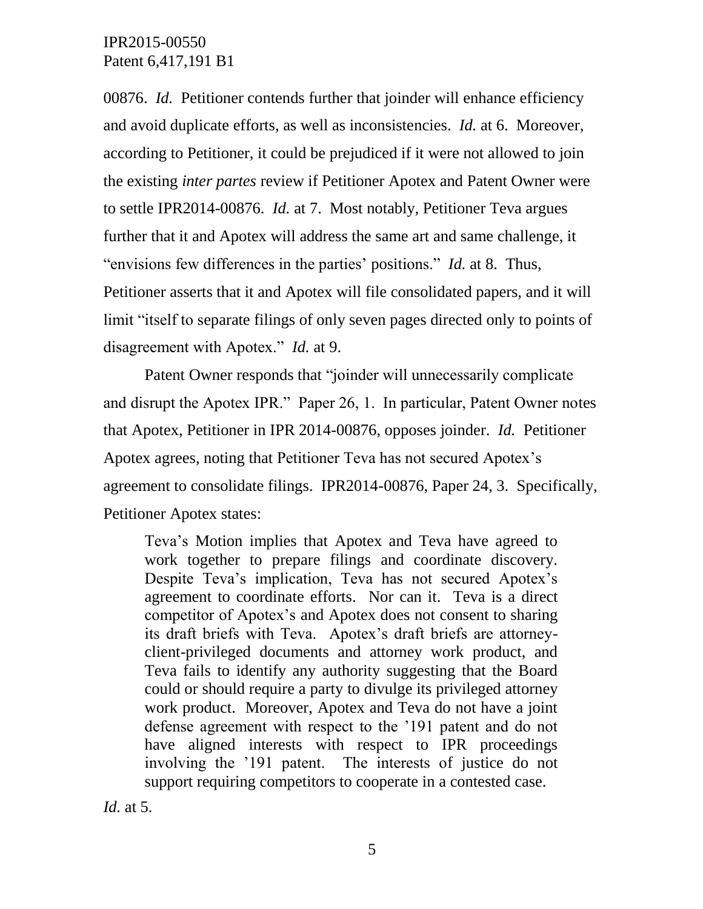00876. *Id.* Petitioner contends further that joinder will enhance efficiency and avoid duplicate efforts, as well as inconsistencies. *Id.* at 6. Moreover, according to Petitioner, it could be prejudiced if it were not allowed to join the existing *inter partes* review if Petitioner Apotex and Patent Owner were to settle IPR2014-00876. *Id.* at 7. Most notably, Petitioner Teva argues further that it and Apotex will address the same art and same challenge, it "envisions few differences in the parties' positions." *Id.* at 8. Thus, Petitioner asserts that it and Apotex will file consolidated papers, and it will limit "itself to separate filings of only seven pages directed only to points of disagreement with Apotex." *Id.* at 9.

Patent Owner responds that "joinder will unnecessarily complicate and disrupt the Apotex IPR." Paper 26, 1. In particular, Patent Owner notes that Apotex, Petitioner in IPR 2014-00876, opposes joinder. *Id.* Petitioner Apotex agrees, noting that Petitioner Teva has not secured Apotex's agreement to consolidate filings. IPR2014-00876, Paper 24, 3. Specifically, Petitioner Apotex states:

> Teva's Motion implies that Apotex and Teva have agreed to work together to prepare filings and coordinate discovery. Despite Teva's implication, Teva has not secured Apotex's agreement to coordinate efforts. Nor can it. Teva is a direct competitor of Apotex's and Apotex does not consent to sharing its draft briefs with Teva. Apotex's draft briefs are attorney-client-privileged documents and attorney work product, and Teva fails to identify any authority suggesting that the Board could or should require a party to divulge its privileged attorney work product. Moreover, Apotex and Teva do not have a joint defense agreement with respect to the '191 patent and do not have aligned interests with respect to IPR proceedings involving the '191 patent. The interests of justice do not support requiring competitors to cooperate in a contested case.

*Id.* at 5.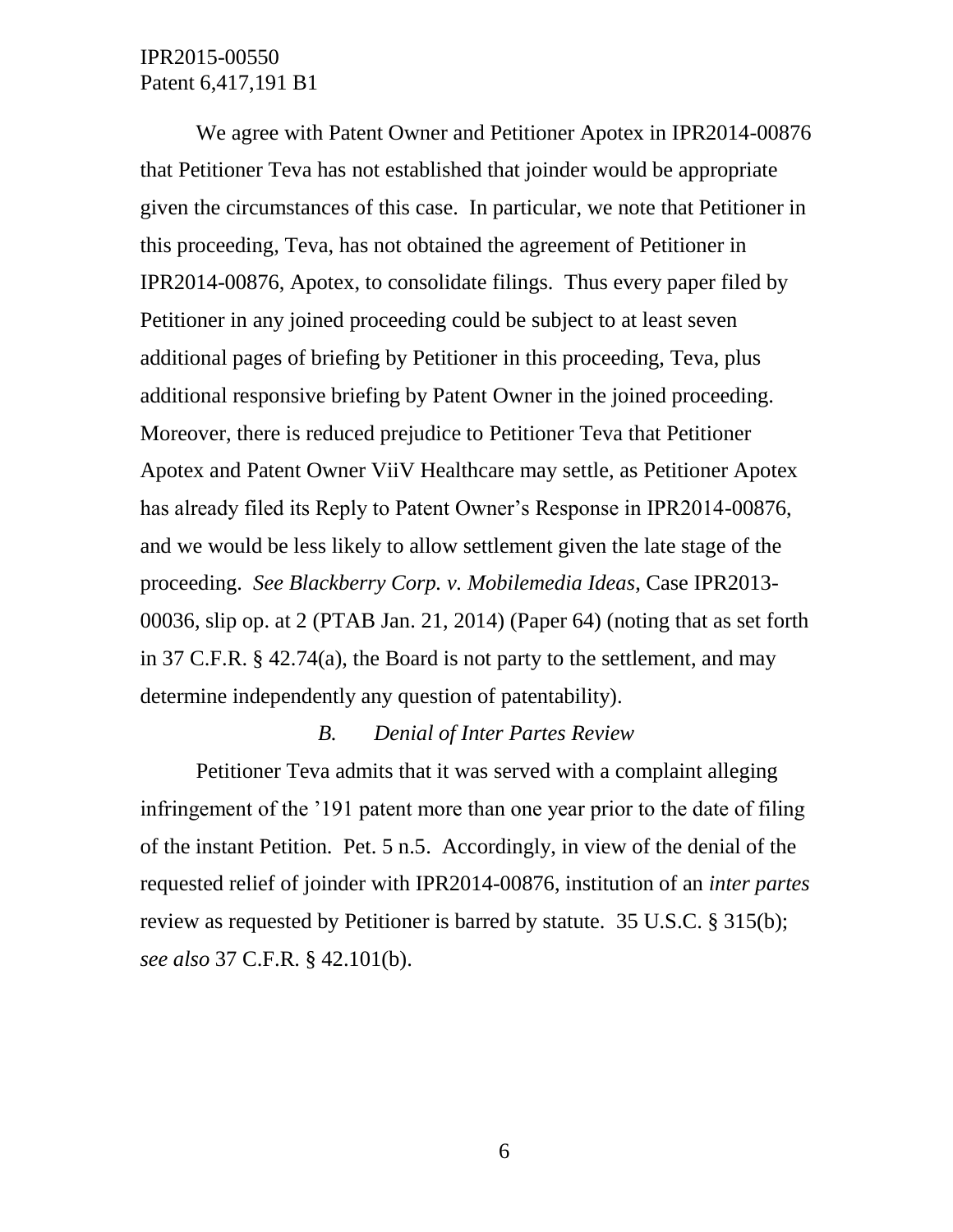We agree with Patent Owner and Petitioner Apotex in IPR2014-00876 that Petitioner Teva has not established that joinder would be appropriate given the circumstances of this case. In particular, we note that Petitioner in this proceeding, Teva, has not obtained the agreement of Petitioner in IPR2014-00876, Apotex, to consolidate filings. Thus every paper filed by Petitioner in any joined proceeding could be subject to at least seven additional pages of briefing by Petitioner in this proceeding, Teva, plus additional responsive briefing by Patent Owner in the joined proceeding. Moreover, there is reduced prejudice to Petitioner Teva that Petitioner Apotex and Patent Owner ViiV Healthcare may settle, as Petitioner Apotex has already filed its Reply to Patent Owner's Response in IPR2014-00876, and we would be less likely to allow settlement given the late stage of the proceeding. *See Blackberry Corp. v. Mobilemedia Ideas*, Case IPR2013-00036, slip op. at 2 (PTAB Jan. 21, 2014) (Paper 64) (noting that as set forth in 37 C.F.R. § 42.74(a), the Board is not party to the settlement, and may determine independently any question of patentability).

### *B. Denial of Inter Partes Review*

Petitioner Teva admits that it was served with a complaint alleging infringement of the '191 patent more than one year prior to the date of filing of the instant Petition. Pet. 5 n.5. Accordingly, in view of the denial of the requested relief of joinder with IPR2014-00876, institution of an *inter partes* review as requested by Petitioner is barred by statute. 35 U.S.C. § 315(b); *see also* 37 C.F.R. § 42.101(b).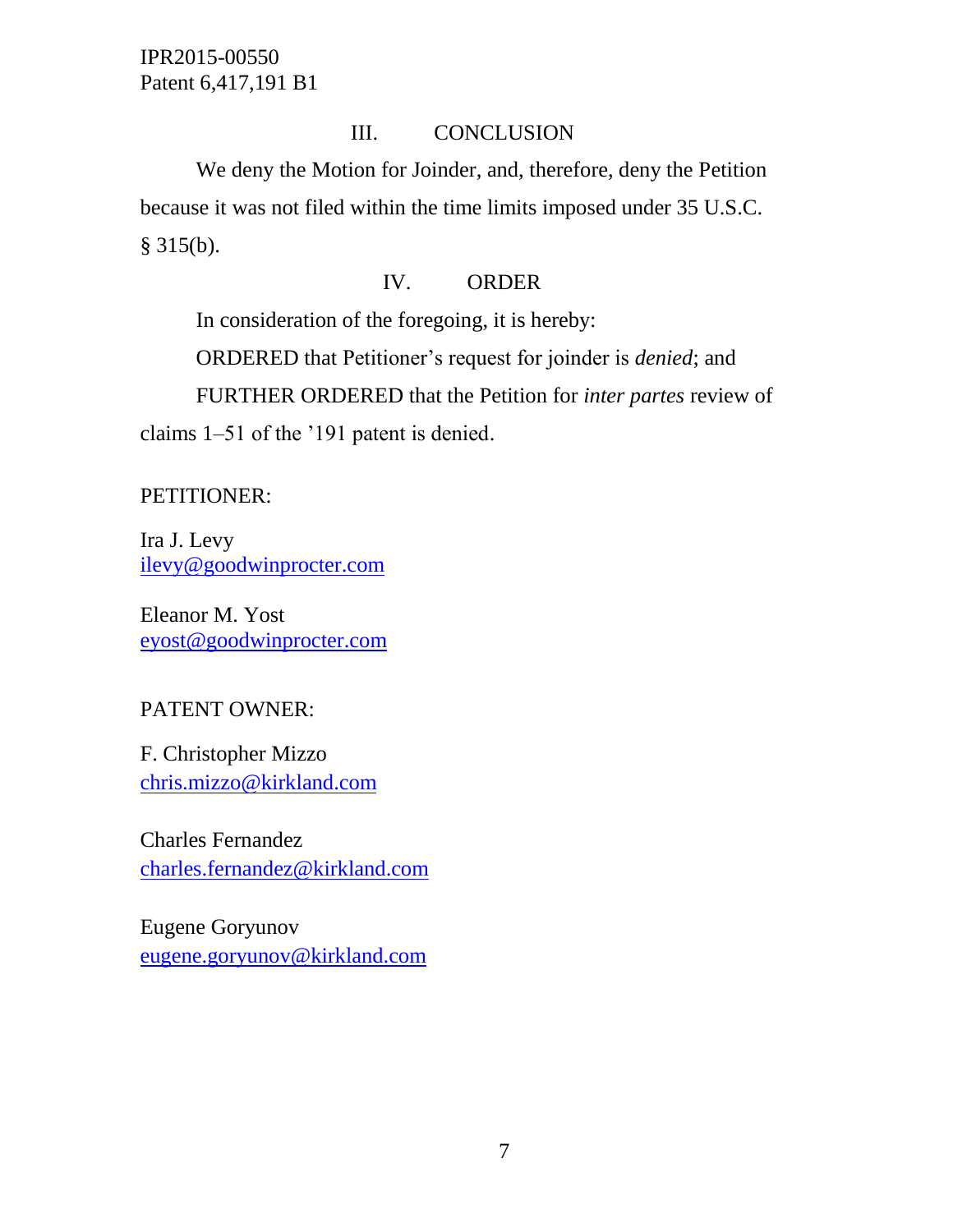## III. CONCLUSION

We deny the Motion for Joinder, and, therefore, deny the Petition because it was not filed within the time limits imposed under 35 U.S.C. § 315(b).

## IV. ORDER

In consideration of the foregoing, it is hereby:

ORDERED that Petitioner's request for joinder is *denied*; and

FURTHER ORDERED that the Petition for *inter partes* review of claims 1–51 of the '191 patent is denied.

PETITIONER:

Ira J. Levy
ilevy@goodwinprocter.com

Eleanor M. Yost
eyost@goodwinprocter.com

PATENT OWNER:

F. Christopher Mizzo
chris.mizzo@kirkland.com

Charles Fernandez
charles.fernandez@kirkland.com

Eugene Goryunov
eugene.goryunov@kirkland.com